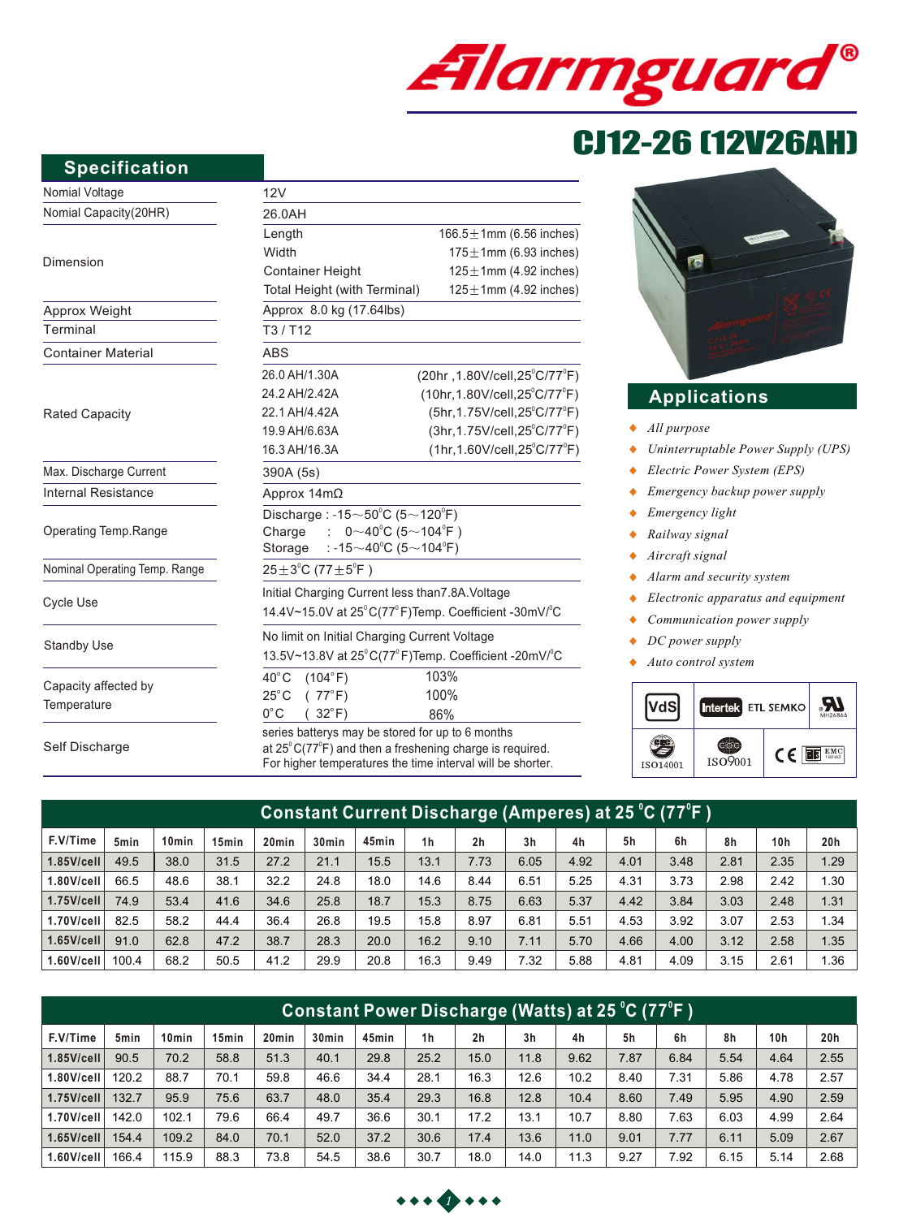# Alarmguard®

## CJ12-26 (12V26AH)

## Specification

| | | |
|---|---|---|
| Nomial Voltage | 12V | |
| Nomial Capacity(20HR) | 26.0AH | |
| Dimension | Length | 166.5±1mm (6.56 inches) |
| | Width | 175±1mm (6.93 inches) |
| | Container Height | 125±1mm (4.92 inches) |
| | Total Height (with Terminal) | 125±1mm (4.92 inches) |
| Approx Weight | Approx 8.0 kg (17.64lbs) | |
| Terminal | T3 / T12 | |
| Container Material | ABS | |
| Rated Capacity | 26.0 AH/1.30A | (20hr ,1.80V/cell,25°C/77°F) |
| | 24.2 AH/2.42A | (10hr,1.80V/cell,25°C/77°F) |
| | 22.1 AH/4.42A | (5hr,1.75V/cell,25°C/77°F) |
| | 19.9 AH/6.63A | (3hr,1.75V/cell,25°C/77°F) |
| | 16.3 AH/16.3A | (1hr,1.60V/cell,25°C/77°F) |
| Max. Discharge Current | 390A (5s) | |
| Internal Resistance | Approx 14mΩ | |
| Operating Temp.Range | Discharge : -15~50°C (5~120°F) | |
| | Charge : 0~40°C (5~104°F ) | |
| | Storage : -15~40°C (5~104°F) | |
| Nominal Operating Temp. Range | 25±3°C (77±5°F ) | |
| Cycle Use | Initial Charging Current less than7.8A.Voltage 14.4V~15.0V at 25°C(77°F)Temp. Coefficient -30mV/°C | |
| Standby Use | No limit on Initial Charging Current Voltage 13.5V~13.8V at 25°C(77°F)Temp. Coefficient -20mV/°C | |
| Capacity affected by Temperature | 40°C (104°F) | 103% |
| | 25°C ( 77°F) | 100% |
| | 0°C ( 32°F) | 86% |
| Self Discharge | series batteries may be stored for up to 6 months at 25°C(77°F) and then a freshening charge is required. For higher temperatures the time interval will be shorter. | |

## Applications

- *All purpose*
- *Uninterruptable Power Supply (UPS)*
- *Electric Power System (EPS)*
- *Emergency backup power supply*
- *Emergency light*
- *Railway signal*
- *Aircraft signal*
- *Alarm and security system*
- *Electronic apparatus and equipment*
- *Communication power supply*
- *DC power supply*
- *Auto control system*

VdS | Intertek ETL SEMKO | UL MH26866 | ISO14001 | ISO9001 | CE | EMC

## Constant Current Discharge (Amperes) at 25°C (77°F )

| F.V/Time | 5min | 10min | 15min | 20min | 30min | 45min | 1h | 2h | 3h | 4h | 5h | 6h | 8h | 10h | 20h |
|---|---|---|---|---|---|---|---|---|---|---|---|---|---|---|---|
| 1.85V/cell | 49.5 | 38.0 | 31.5 | 27.2 | 21.1 | 15.5 | 13.1 | 7.73 | 6.05 | 4.92 | 4.01 | 3.48 | 2.81 | 2.35 | 1.29 |
| 1.80V/cell | 66.5 | 48.6 | 38.1 | 32.2 | 24.8 | 18.0 | 14.6 | 8.44 | 6.51 | 5.25 | 4.31 | 3.73 | 2.98 | 2.42 | 1.30 |
| 1.75V/cell | 74.9 | 53.4 | 41.6 | 34.6 | 25.8 | 18.7 | 15.3 | 8.75 | 6.63 | 5.37 | 4.42 | 3.84 | 3.03 | 2.48 | 1.31 |
| 1.70V/cell | 82.5 | 58.2 | 44.4 | 36.4 | 26.8 | 19.5 | 15.8 | 8.97 | 6.81 | 5.51 | 4.53 | 3.92 | 3.07 | 2.53 | 1.34 |
| 1.65V/cell | 91.0 | 62.8 | 47.2 | 38.7 | 28.3 | 20.0 | 16.2 | 9.10 | 7.11 | 5.70 | 4.66 | 4.00 | 3.12 | 2.58 | 1.35 |
| 1.60V/cell | 100.4 | 68.2 | 50.5 | 41.2 | 29.9 | 20.8 | 16.3 | 9.49 | 7.32 | 5.88 | 4.81 | 4.09 | 3.15 | 2.61 | 1.36 |

## Constant Power Discharge (Watts) at 25°C (77°F )

| F.V/Time | 5min | 10min | 15min | 20min | 30min | 45min | 1h | 2h | 3h | 4h | 5h | 6h | 8h | 10h | 20h |
|---|---|---|---|---|---|---|---|---|---|---|---|---|---|---|---|
| 1.85V/cell | 90.5 | 70.2 | 58.8 | 51.3 | 40.1 | 29.8 | 25.2 | 15.0 | 11.8 | 9.62 | 7.87 | 6.84 | 5.54 | 4.64 | 2.55 |
| 1.80V/cell | 120.2 | 88.7 | 70.1 | 59.8 | 46.6 | 34.4 | 28.1 | 16.3 | 12.6 | 10.2 | 8.40 | 7.31 | 5.86 | 4.78 | 2.57 |
| 1.75V/cell | 132.7 | 95.9 | 75.6 | 63.7 | 48.0 | 35.4 | 29.3 | 16.8 | 12.8 | 10.4 | 8.60 | 7.49 | 5.95 | 4.90 | 2.59 |
| 1.70V/cell | 142.0 | 102.1 | 79.6 | 66.4 | 49.7 | 36.6 | 30.1 | 17.2 | 13.1 | 10.7 | 8.80 | 7.63 | 6.03 | 4.99 | 2.64 |
| 1.65V/cell | 154.4 | 109.2 | 84.0 | 70.1 | 52.0 | 37.2 | 30.6 | 17.4 | 13.6 | 11.0 | 9.01 | 7.77 | 6.11 | 5.09 | 2.67 |
| 1.60V/cell | 166.4 | 115.9 | 88.3 | 73.8 | 54.5 | 38.6 | 30.7 | 18.0 | 14.0 | 11.3 | 9.27 | 7.92 | 6.15 | 5.14 | 2.68 |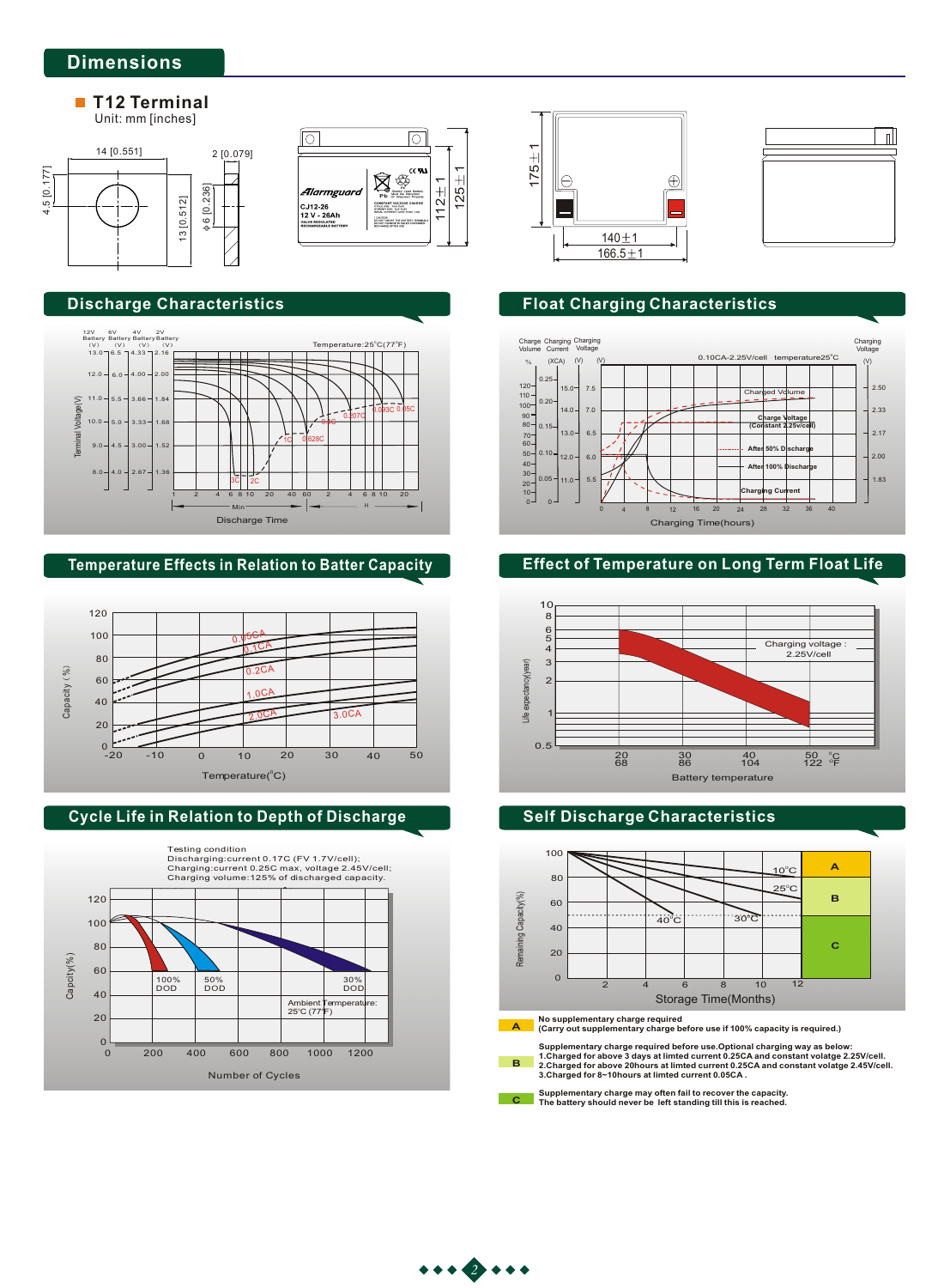## Dimensions

### T12 Terminal

Unit: mm [inches]

14 [0.551]
4.5 [0.177]
2 [0.079]
13 [0.512]
φ 6 [0.236]

Alarmguard
CJ12-26
12 V - 26Ah
VALVE REGULATED RECHARGEABLE BATTERY

112±1
125±1
175±1
140±1
166.5±1

## Discharge Characteristics

12V Battery (V) | 6V Battery (V) | 4V Battery (V) | 2V Battery (V)

13.0 6.5 4.33 2.16
12.0 6.0 4.00 2.00
11.0 5.5 3.66 1.84
10.0 5.0 3.33 1.68
9.0 4.5 3.00 1.52
8.0 4.0 2.67 1.36

Terminal Voltage(V)

Temperature:25°C(77°F)

3C 2C 1C 0.628C 0.4C 0.207C 0.093C 0.05C

1 2 4 6 8 10 20 40 60 2 4 6 8 10 20

Min H

Discharge Time

## Float Charging Characteristics

Charge Volume (%) | Charging Current (XCA) | Charging Voltage (V) | Charging Voltage (V)

0.10CA-2.25V/cell temperature25°C

Charged Volume
Charge Voltage (Constant 2.25v/cell)
After 50% Discharge
After 100% Discharge
Charging Current

0 4 8 12 16 20 24 28 32 36 40

Charging Time(hours)

## Temperature Effects in Relation to Batter Capacity

120 100 80 60 40 20 0

Capacity (%)

0.05CA 0.1CA 0.2CA 1.0CA 2.0CA 3.0CA

-20 -10 0 10 20 30 40 50

Temperature(°C)

## Effect of Temperature on Long Term Float Life

10 8 6 5 4 3 2 1 0.5

Life expectancy(year)

Charging voltage : 2.25V/cell

20 68 | 30 86 | 40 104 | 50 122 | °C °F

Battery temperature

## Cycle Life in Relation to Depth of Discharge

Testing condition
Discharging:current 0.17C (FV 1.7V/cell);
Charging:current 0.25C max, voltage 2.45V/cell;
Charging volume:125% of discharged capacity.

120 100 80 60 40 20 0

Capacity(%)

100% DOD
50% DOD
30% DOD

Ambient Temperature: 25°C (77°F)

0 200 400 600 800 1000 1200

Number of Cycles

## Self Discharge Characteristics

100 80 60 40 20 0

Remaining Capacity(%)

10°C 25°C 40°C 30°C

A B C

2 4 6 8 10 12

Storage Time(Months)

**A** No supplementary charge required
(Carry out supplementary charge before use if 100% capacity is required.)

**B** Supplementary charge required before use.Optional charging way as below:
1.Charged for above 3 days at limted current 0.25CA and constant voltage 2.25V/cell.
2.Charged for above 20hours at limited current 0.25CA and constant voltage 2.45V/cell.
3.Charged for 8~10hours at limited current 0.05CA .

**C** Supplementary charge may often fail to recover the capacity.
The battery should never be left standing till this is reached.